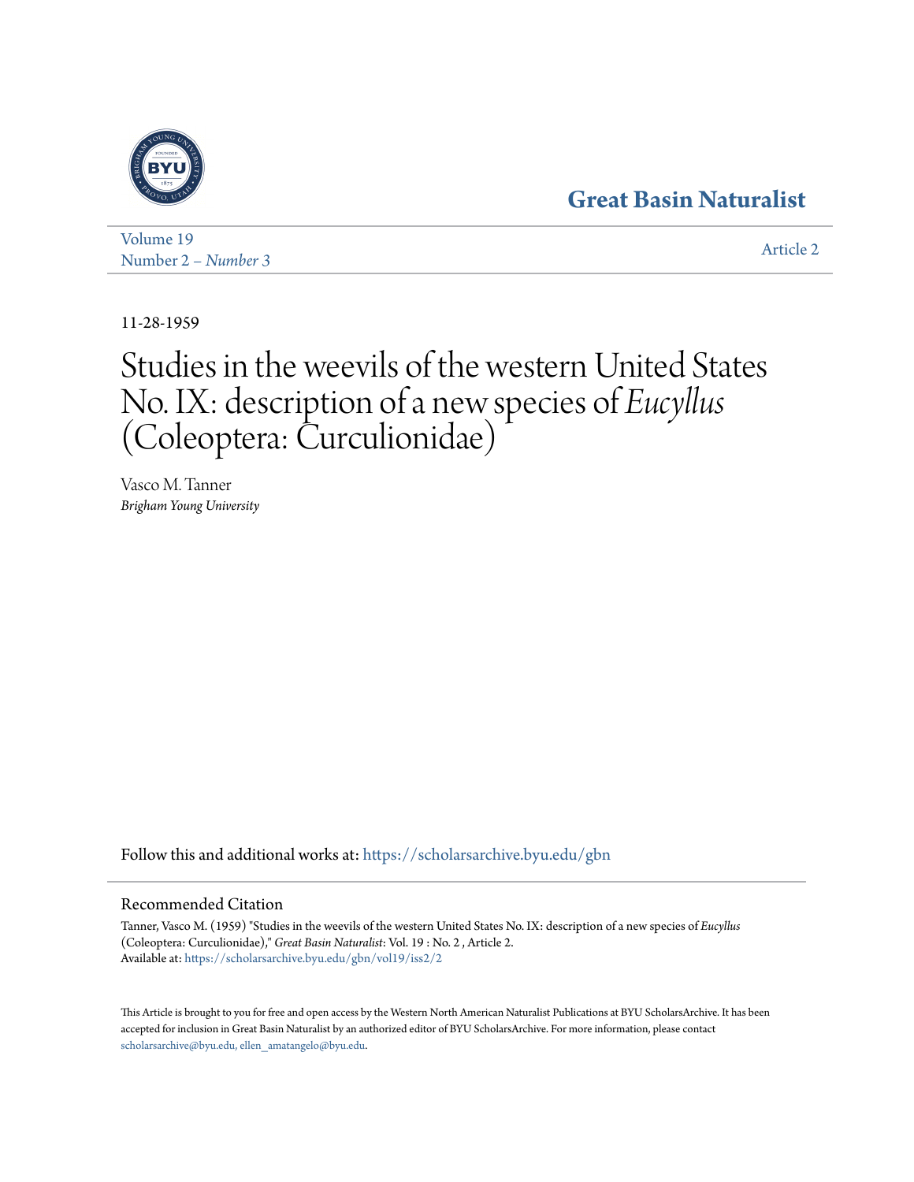Great Basin Naturalist

Volume 19
Number 2 – *Number 3*

Article 2

11-28-1959

# Studies in the weevils of the western United States No. IX: description of a new species of *Eucyllus* (Coleoptera: Curculionidae)

Vasco M. Tanner
*Brigham Young University*

Follow this and additional works at: https://scholarsarchive.byu.edu/gbn

## Recommended Citation

Tanner, Vasco M. (1959) "Studies in the weevils of the western United States No. IX: description of a new species of *Eucyllus* (Coleoptera: Curculionidae)," *Great Basin Naturalist*: Vol. 19 : No. 2 , Article 2.
Available at: https://scholarsarchive.byu.edu/gbn/vol19/iss2/2

This Article is brought to you for free and open access by the Western North American Naturalist Publications at BYU ScholarsArchive. It has been accepted for inclusion in Great Basin Naturalist by an authorized editor of BYU ScholarsArchive. For more information, please contact scholarsarchive@byu.edu, ellen_amatangelo@byu.edu.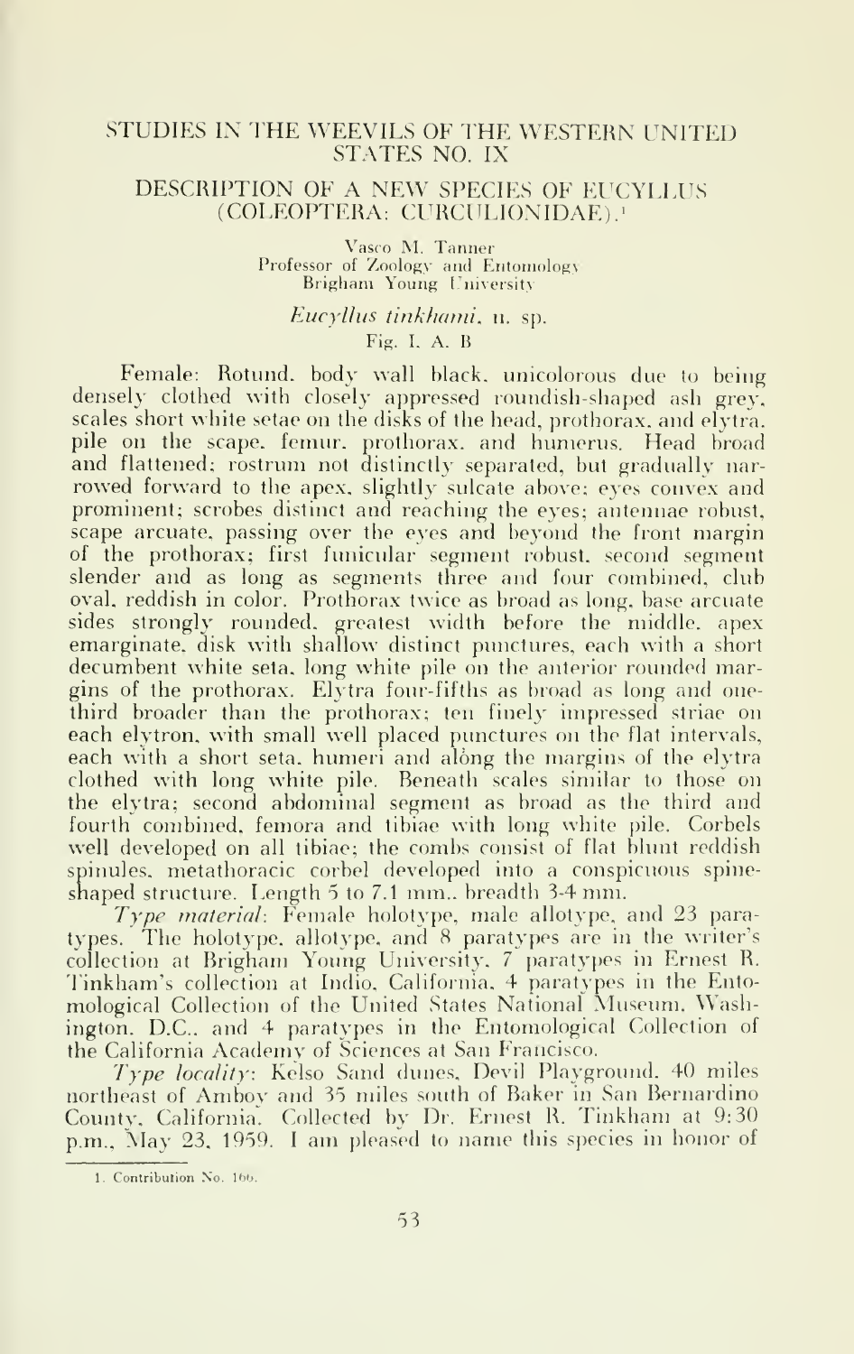# STUDIES IN THE WEEVILS OF THE WESTERN UNITED STATES NO. IX

## DESCRIPTION OF A NEW SPECIES OF EUCYLLUS (COLEOPTERA: CURCULIONIDAE).[1]

Vasco M. Tanner
Professor of Zoology and Entomology
Brigham Young University

### *Eucyllus tinkhami*, n. sp.

Fig. I, A, B

Female: Rotund, body wall black, unicolorous due to being densely clothed with closely appressed roundish-shaped ash grey, scales short white setae on the disks of the head, prothorax, and elytra, pile on the scape, femur, prothorax, and humerus. Head broad and flattened; rostrum not distinctly separated, but gradually narrowed forward to the apex, slightly sulcate above; eyes convex and prominent; scrobes distinct and reaching the eyes; antennae robust, scape arcuate, passing over the eyes and beyond the front margin of the prothorax; first funicular segment robust, second segment slender and as long as segments three and four combined, club oval, reddish in color. Prothorax twice as broad as long, base arcuate sides strongly rounded, greatest width before the middle, apex emarginate, disk with shallow distinct punctures, each with a short decumbent white seta, long white pile on the anterior rounded margins of the prothorax. Elytra four-fifths as broad as long and one-third broader than the prothorax; ten finely impressed striae on each elytron, with small well placed punctures on the flat intervals, each with a short seta, humeri and along the margins of the elytra clothed with long white pile. Beneath scales similar to those on the elytra; second abdominal segment as broad as the third and fourth combined, femora and tibiae with long white pile. Corbels well developed on all tibiae; the combs consist of flat blunt reddish spinules, metathoracic corbel developed into a conspicuous spine-shaped structure. Length 5 to 7.1 mm., breadth 3-4 mm.

*Type material*: Female holotype, male allotype, and 23 paratypes. The holotype, allotype, and 8 paratypes are in the writer's collection at Brigham Young University, 7 paratypes in Ernest R. Tinkham's collection at Indio, California, 4 paratypes in the Entomological Collection of the United States National Museum, Washington, D.C., and 4 paratypes in the Entomological Collection of the California Academy of Sciences at San Francisco.

*Type locality*: Kelso Sand dunes, Devil Playground, 40 miles northeast of Amboy and 35 miles south of Baker in San Bernardino County, California. Collected by Dr. Ernest R. Tinkham at 9:30 p.m., May 23, 1959. I am pleased to name this species in honor of

---

1. Contribution No. 166.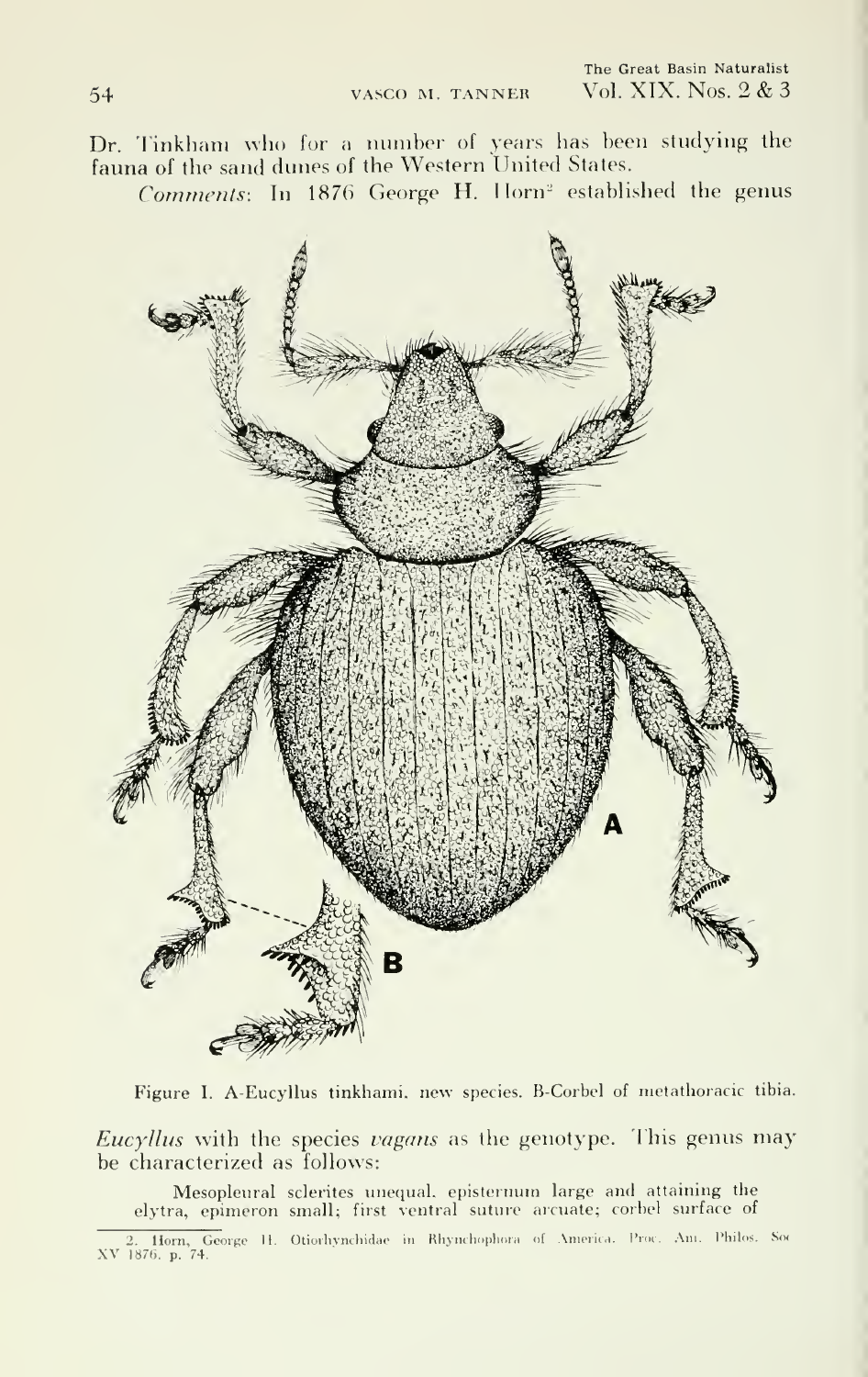Dr. Tinkham who for a number of years has been studying the fauna of the sand dunes of the Western United States.

*Comments*: In 1876 George H. Horn[2] established the genus

Figure I. A-Eucyllus tinkhami, new species. B-Corbel of metathoracic tibia.

*Eucyllus* with the species *vagans* as the genotype. This genus may be characterized as follows:

Mesopleural sclerites unequal, episternum large and attaining the elytra, epimeron small; first ventral suture arcuate; corbel surface of

2. Horn, George H. Otiorhynchidae in Rhynchophora of America. Proc. Am. Philos. Soc XV 1876. p. 74.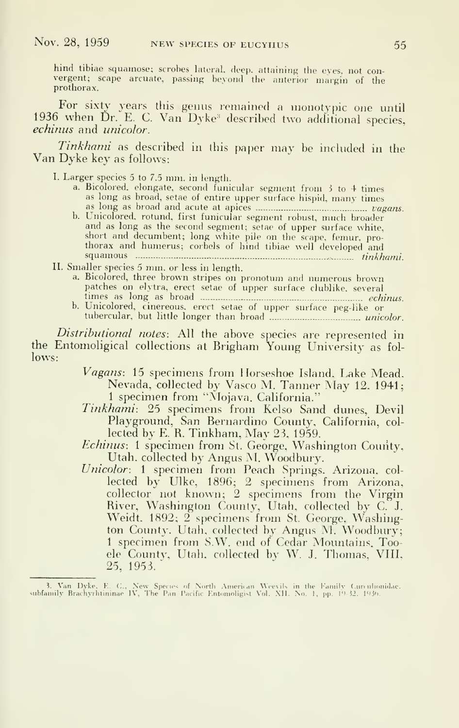hind tibiae squamose; scrobes lateral, deep, attaining the eyes, not convergent; scape arcuate, passing beyond the anterior margin of the prothorax.

For sixty years this genus remained a monotypic one until 1936 when Dr. E. C. Van Dyke[3] described two additional species, *echinus* and *unicolor*.

*Tinkhami* as described in this paper may be included in the Van Dyke key as follows:

I. Larger species 5 to 7.5 mm. in length.
 a. Bicolored, elongate, second funicular segment from 3 to 4 times as long as broad, setae of entire upper surface hispid, many times as long as broad and acute at apices .......................................... *vagans*.
 b. Unicolored, rotund, first funicular segment robust, much broader and as long as the second segment; setae of upper surface white, short and decumbent; long white pile on the scape, femur, prothorax and humerus; corbels of hind tibiae well developed and squamous .......................................... *tinkhami*.

II. Smaller species 5 mm. or less in length.
 a. Bicolored, three brown stripes on pronotum and numerous brown patches on elytra, erect setae of upper surface clublike, several times as long as broad .......................................... *echinus*.
 b. Unicolored, cinereous, erect setae of upper surface peg-like or tubercular, but little longer than broad .......................................... *unicolor*.

*Distributional notes*: All the above species are represented in the Entomoligical collections at Brigham Young University as follows:

*Vagans*: 15 specimens from Horseshoe Island, Lake Mead, Nevada, collected by Vasco M. Tanner May 12, 1941; 1 specimen from "Mojava, California."

*Tinkhami*: 25 specimens from Kelso Sand dunes, Devil Playground, San Bernardino County, California, collected by E. R. Tinkham, May 23, 1959.

*Echinus*: 1 specimen from St. George, Washington County, Utah, collected by Angus M. Woodbury.

*Unicolor*: 1 specimen from Peach Springs, Arizona, collected by Ulke, 1896; 2 specimens from Arizona, collector not known; 2 specimens from the Virgin River, Washington County, Utah, collected by C. J. Weidt, 1892; 2 specimens from St. George, Washington County, Utah, collected by Angus M. Woodbury; 1 specimen from S.W. end of Cedar Mountains, Tooele County, Utah, collected by W. J. Thomas, VIII, 25, 1953.

---

3. Van Dyke, E. C., New Species of North American Weevils in the Family Curculionidae, subfamily Brachyrhtininae IV, The Pan Pacific Entomoligist Vol. XII, No. 1, pp. 19-32, 1936.